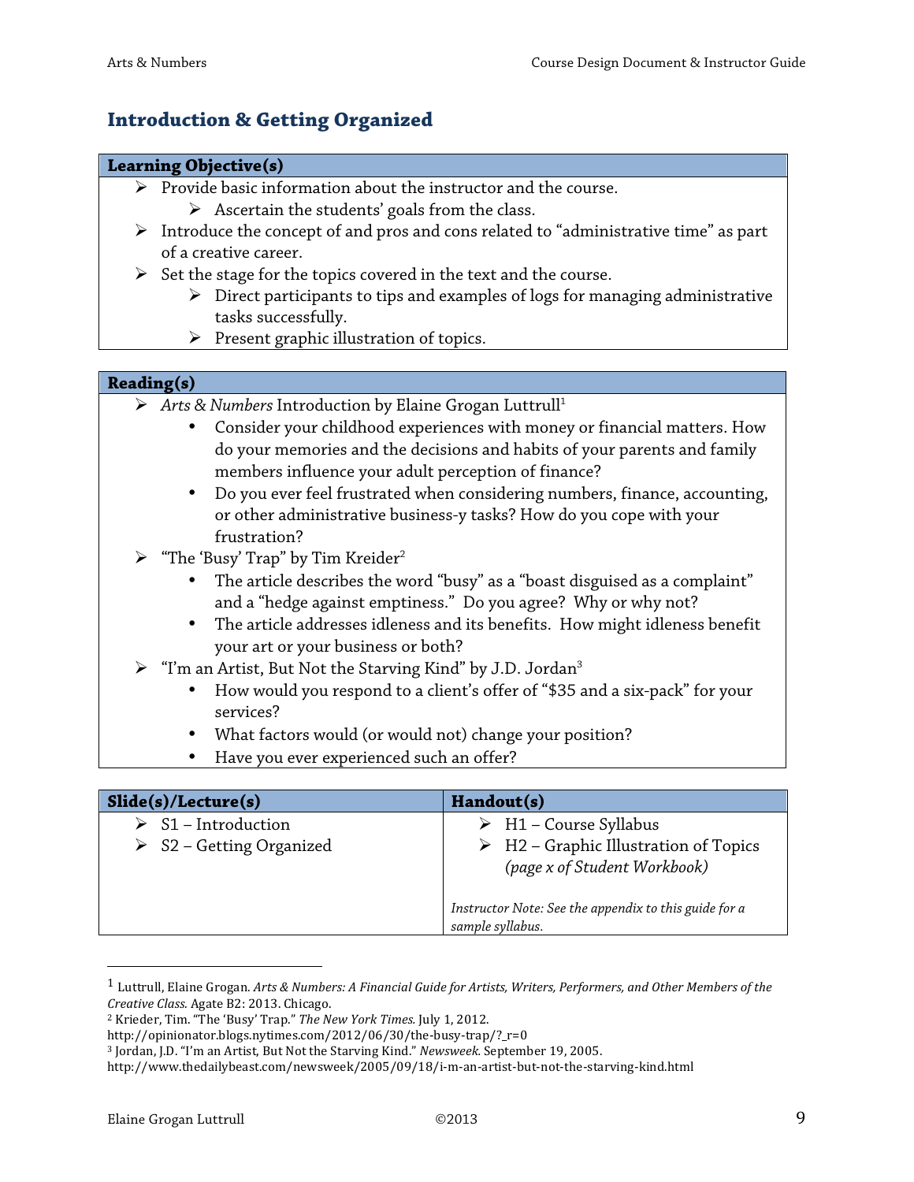## Introduction & Getting Organized

| Learning Objective(s) |
| --- |
| ➢ Provide basic information about the instructor and the course.<br>  ➢ Ascertain the students' goals from the class.<br>➢ Introduce the concept of and pros and cons related to "administrative time" as part of a creative career.<br>➢ Set the stage for the topics covered in the text and the course.<br>  ➢ Direct participants to tips and examples of logs for managing administrative tasks successfully.<br>  ➢ Present graphic illustration of topics. |

| Reading(s) |
| --- |
| ➢ *Arts & Numbers* Introduction by Elaine Grogan Luttrull[1]<br>  • Consider your childhood experiences with money or financial matters. How do your memories and the decisions and habits of your parents and family members influence your adult perception of finance?<br>  • Do you ever feel frustrated when considering numbers, finance, accounting, or other administrative business-y tasks? How do you cope with your frustration?<br>➢ "The 'Busy' Trap" by Tim Kreider[2]<br>  • The article describes the word "busy" as a "boast disguised as a complaint" and a "hedge against emptiness." Do you agree? Why or why not?<br>  • The article addresses idleness and its benefits. How might idleness benefit your art or your business or both?<br>➢ "I'm an Artist, But Not the Starving Kind" by J.D. Jordan[3]<br>  • How would you respond to a client's offer of "$35 and a six-pack" for your services?<br>  • What factors would (or would not) change your position?<br>  • Have you ever experienced such an offer? |

| Slide(s)/Lecture(s) | Handout(s) |
| --- | --- |
| ➢ S1 – Introduction<br>➢ S2 – Getting Organized | ➢ H1 – Course Syllabus<br>➢ H2 – Graphic Illustration of Topics *(page x of Student Workbook)*<br><br>*Instructor Note: See the appendix to this guide for a sample syllabus.* |

---

[1] Luttrull, Elaine Grogan. *Arts & Numbers: A Financial Guide for Artists, Writers, Performers, and Other Members of the Creative Class.* Agate B2: 2013. Chicago.

[2] Krieder, Tim. "The 'Busy' Trap." *The New York Times.* July 1, 2012.
http://opinionator.blogs.nytimes.com/2012/06/30/the-busy-trap/?_r=0

[3] Jordan, J.D. "I'm an Artist, But Not the Starving Kind." *Newsweek.* September 19, 2005.
http://www.thedailybeast.com/newsweek/2005/09/18/i-m-an-artist-but-not-the-starving-kind.html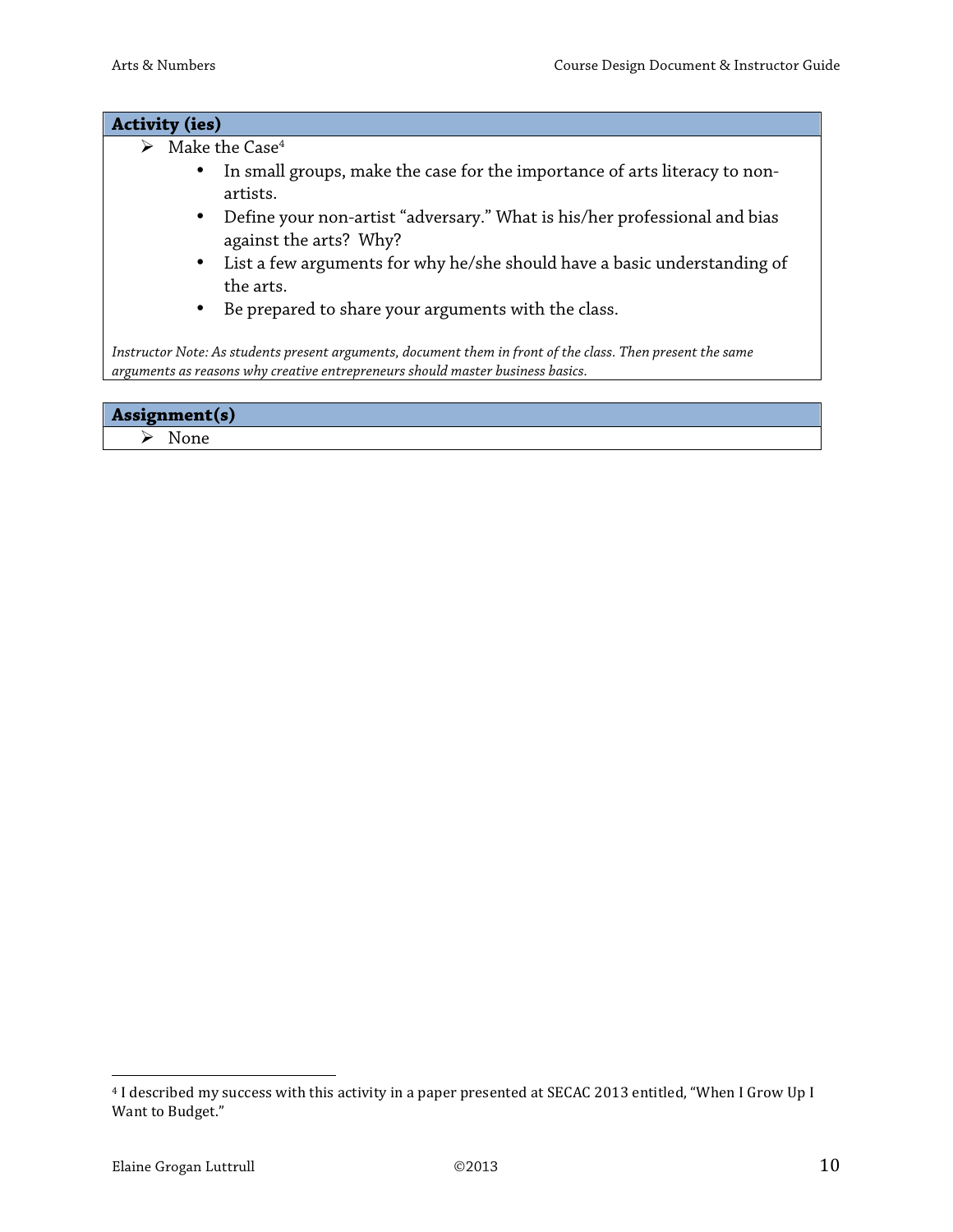### Activity (ies)

- Make the Case[4]
  - In small groups, make the case for the importance of arts literacy to non-artists.
  - Define your non-artist "adversary." What is his/her professional and bias against the arts? Why?
  - List a few arguments for why he/she should have a basic understanding of the arts.
  - Be prepared to share your arguments with the class.

*Instructor Note: As students present arguments, document them in front of the class. Then present the same arguments as reasons why creative entrepreneurs should master business basics.*

### Assignment(s)

- None

[4] I described my success with this activity in a paper presented at SECAC 2013 entitled, "When I Grow Up I Want to Budget."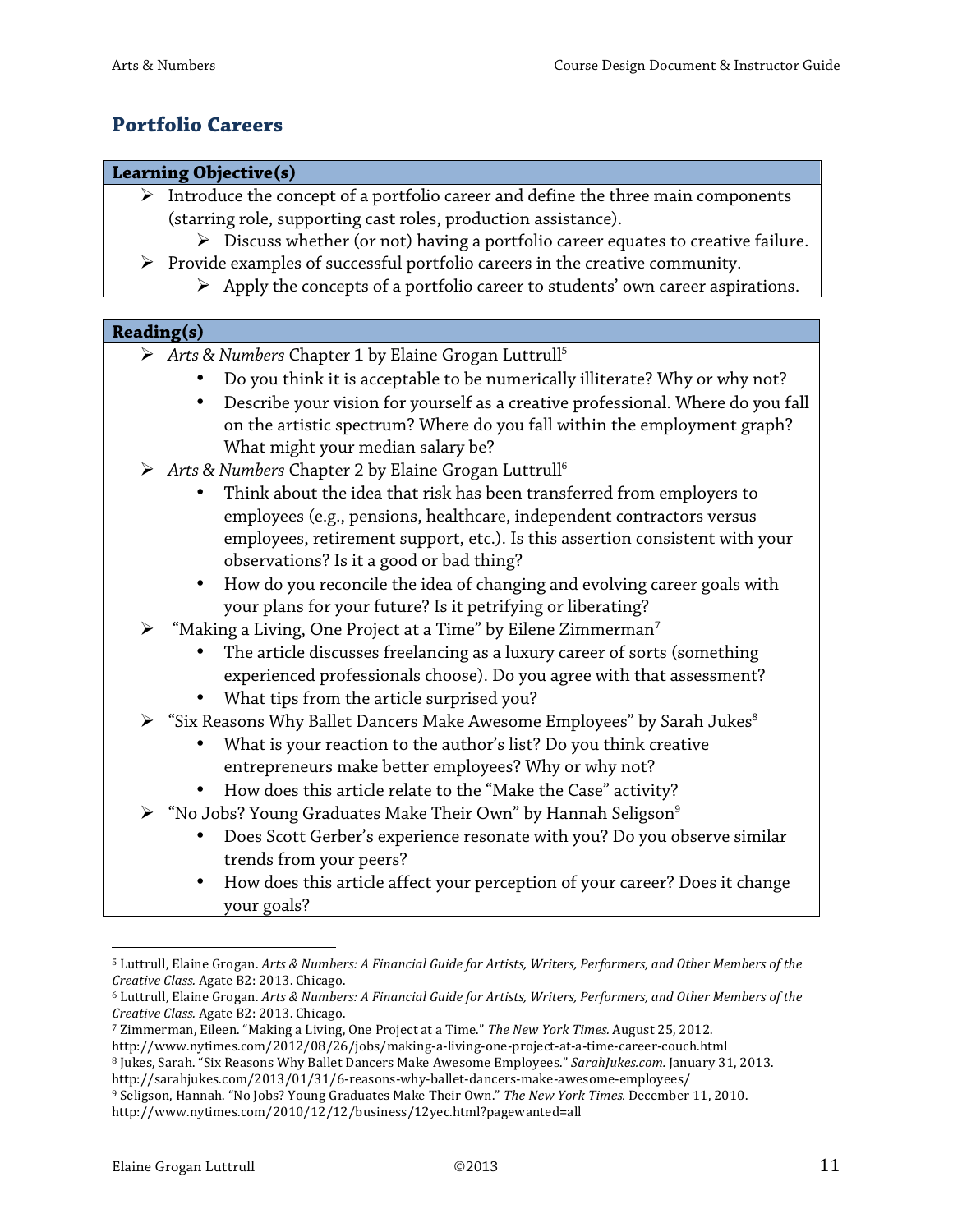## Portfolio Careers

**Learning Objective(s)**

- Introduce the concept of a portfolio career and define the three main components (starring role, supporting cast roles, production assistance).
  - Discuss whether (or not) having a portfolio career equates to creative failure.
- Provide examples of successful portfolio careers in the creative community.
  - Apply the concepts of a portfolio career to students' own career aspirations.

**Reading(s)**

- *Arts & Numbers* Chapter 1 by Elaine Grogan Luttrull[5]
  - Do you think it is acceptable to be numerically illiterate? Why or why not?
  - Describe your vision for yourself as a creative professional. Where do you fall on the artistic spectrum? Where do you fall within the employment graph? What might your median salary be?
- *Arts & Numbers* Chapter 2 by Elaine Grogan Luttrull[6]
  - Think about the idea that risk has been transferred from employers to employees (e.g., pensions, healthcare, independent contractors versus employees, retirement support, etc.). Is this assertion consistent with your observations? Is it a good or bad thing?
  - How do you reconcile the idea of changing and evolving career goals with your plans for your future? Is it petrifying or liberating?
- "Making a Living, One Project at a Time" by Eilene Zimmerman[7]
  - The article discusses freelancing as a luxury career of sorts (something experienced professionals choose). Do you agree with that assessment?
  - What tips from the article surprised you?
- "Six Reasons Why Ballet Dancers Make Awesome Employees" by Sarah Jukes[8]
  - What is your reaction to the author's list? Do you think creative entrepreneurs make better employees? Why or why not?
  - How does this article relate to the "Make the Case" activity?
- "No Jobs? Young Graduates Make Their Own" by Hannah Seligson[9]
  - Does Scott Gerber's experience resonate with you? Do you observe similar trends from your peers?
  - How does this article affect your perception of your career? Does it change your goals?

---

[5] Luttrull, Elaine Grogan. *Arts & Numbers: A Financial Guide for Artists, Writers, Performers, and Other Members of the Creative Class.* Agate B2: 2013. Chicago.

[6] Luttrull, Elaine Grogan. *Arts & Numbers: A Financial Guide for Artists, Writers, Performers, and Other Members of the Creative Class.* Agate B2: 2013. Chicago.

[7] Zimmerman, Eileen. "Making a Living, One Project at a Time." *The New York Times.* August 25, 2012. http://www.nytimes.com/2012/08/26/jobs/making-a-living-one-project-at-a-time-career-couch.html

[8] Jukes, Sarah. "Six Reasons Why Ballet Dancers Make Awesome Employees." *SarahJukes.com.* January 31, 2013. http://sarahjukes.com/2013/01/31/6-reasons-why-ballet-dancers-make-awesome-employees/

[9] Seligson, Hannah. "No Jobs? Young Graduates Make Their Own." *The New York Times.* December 11, 2010. http://www.nytimes.com/2010/12/12/business/12yec.html?pagewanted=all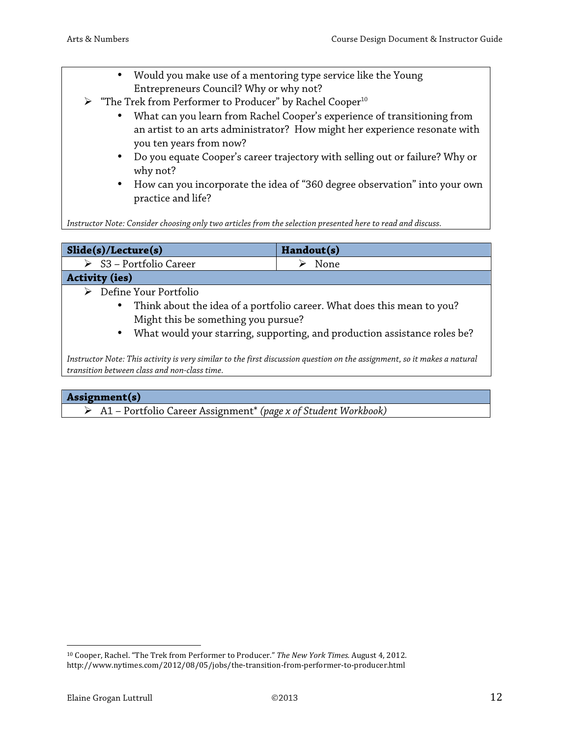- Would you make use of a mentoring type service like the Young Entrepreneurs Council? Why or why not?

➢ "The Trek from Performer to Producer" by Rachel Cooper[10]

- What can you learn from Rachel Cooper's experience of transitioning from an artist to an arts administrator? How might her experience resonate with you ten years from now?
- Do you equate Cooper's career trajectory with selling out or failure? Why or why not?
- How can you incorporate the idea of "360 degree observation" into your own practice and life?

*Instructor Note: Consider choosing only two articles from the selection presented here to read and discuss.*

| **Slide(s)/Lecture(s)** | **Handout(s)** |
|---|---|
| ➢ S3 – Portfolio Career | ➢ None |

**Activity (ies)**

➢ Define Your Portfolio

- Think about the idea of a portfolio career. What does this mean to you? Might this be something you pursue?
- What would your starring, supporting, and production assistance roles be?

*Instructor Note: This activity is very similar to the first discussion question on the assignment, so it makes a natural transition between class and non-class time.*

**Assignment(s)**

➢ A1 – Portfolio Career Assignment* *(page x of Student Workbook)*

---

[10] Cooper, Rachel. "The Trek from Performer to Producer." *The New York Times.* August 4, 2012. http://www.nytimes.com/2012/08/05/jobs/the-transition-from-performer-to-producer.html